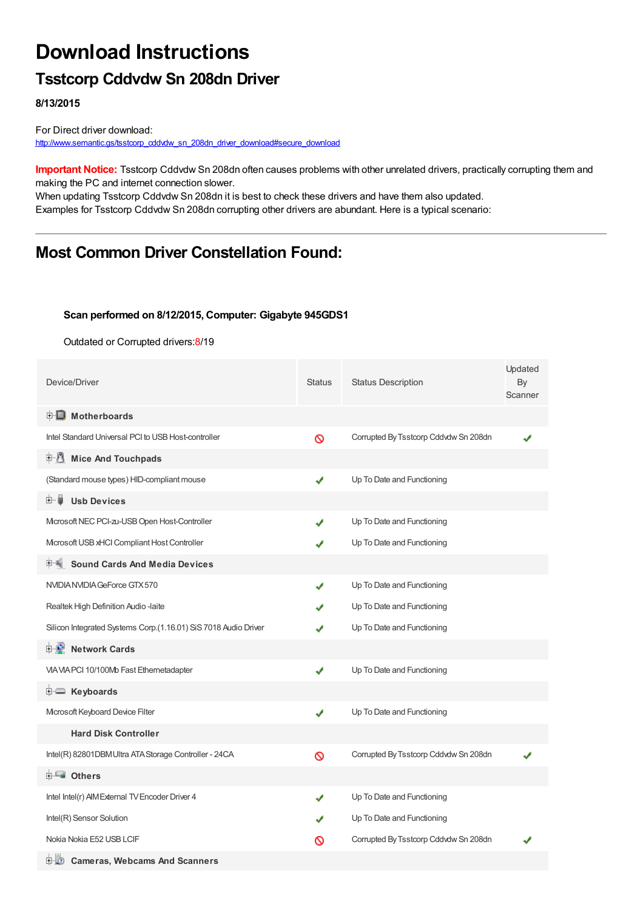# Download Instructions

## Tsstcorp Cddvdw Sn 208dn Driver

**8/13/2015**

For Direct driver download:
http://www.semantic.gs/tsstcorp_cddvdw_sn_208dn_driver_download#secure_download

**Important Notice:** Tsstcorp Cddvdw Sn 208dn often causes problems with other unrelated drivers, practically corrupting them and making the PC and internet connection slower.
When updating Tsstcorp Cddvdw Sn 208dn it is best to check these drivers and have them also updated.
Examples for Tsstcorp Cddvdw Sn 208dn corrupting other drivers are abundant. Here is a typical scenario:

---

## Most Common Driver Constellation Found:

**Scan performed on 8/12/2015, Computer: Gigabyte 945GDS1**

Outdated or Corrupted drivers:8/19

| Device/Driver | Status | Status Description | Updated By Scanner |
|---|---|---|---|
| **Motherboards** | | | |
| Intel Standard Universal PCI to USB Host-controller | ⊘ | Corrupted By Tsstcorp Cddvdw Sn 208dn | ✔ |
| **Mice And Touchpads** | | | |
| (Standard mouse types) HID-compliant mouse | ✔ | Up To Date and Functioning | |
| **Usb Devices** | | | |
| Microsoft NEC PCI-zu-USB Open Host-Controller | ✔ | Up To Date and Functioning | |
| Microsoft USB xHCI Compliant Host Controller | ✔ | Up To Date and Functioning | |
| **Sound Cards And Media Devices** | | | |
| NVIDIA NVIDIA GeForce GTX 570 | ✔ | Up To Date and Functioning | |
| Realtek High Definition Audio -laite | ✔ | Up To Date and Functioning | |
| Silicon Integrated Systems Corp.(1.16.01) SiS 7018 Audio Driver | ✔ | Up To Date and Functioning | |
| **Network Cards** | | | |
| VIA VIA PCI 10/100Mb Fast Ethernetadapter | ✔ | Up To Date and Functioning | |
| **Keyboards** | | | |
| Microsoft Keyboard Device Filter | ✔ | Up To Date and Functioning | |
| **Hard Disk Controller** | | | |
| Intel(R) 82801DBM Ultra ATA Storage Controller - 24CA | ⊘ | Corrupted By Tsstcorp Cddvdw Sn 208dn | ✔ |
| **Others** | | | |
| Intel Intel(r) AIM External TV Encoder Driver 4 | ✔ | Up To Date and Functioning | |
| Intel(R) Sensor Solution | ✔ | Up To Date and Functioning | |
| Nokia Nokia E52 USB LCIF | ⊘ | Corrupted By Tsstcorp Cddvdw Sn 208dn | ✔ |
| **Cameras, Webcams And Scanners** | | | |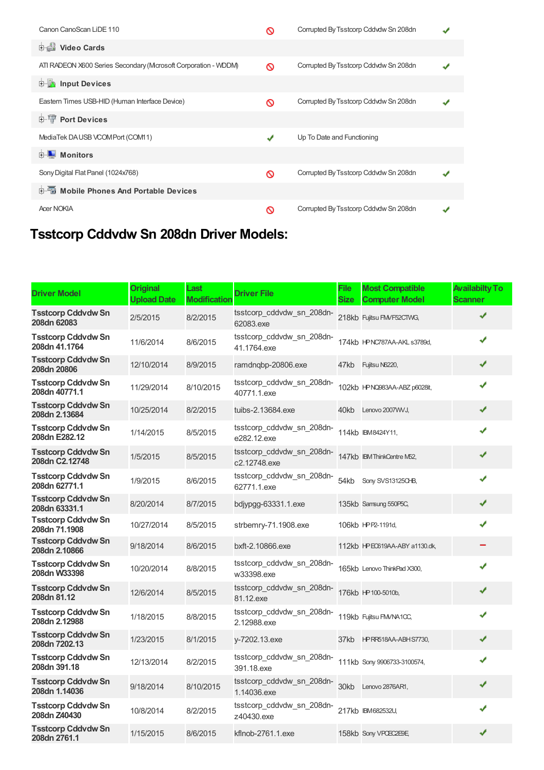| | | | |
|---|---|---|---|
| Canon CanoScan LiDE 110 | 🚫 | Corrupted By Tsstcorp Cddvdw Sn 208dn | ✔ |
| **Video Cards** | | | |
| ATI RADEON X600 Series Secondary (Microsoft Corporation - WDDM) | 🚫 | Corrupted By Tsstcorp Cddvdw Sn 208dn | ✔ |
| **Input Devices** | | | |
| Eastern Times USB-HID (Human Interface Device) | 🚫 | Corrupted By Tsstcorp Cddvdw Sn 208dn | ✔ |
| **Port Devices** | | | |
| MediaTek DA USB VCOM Port (COM11) | ✔ | Up To Date and Functioning | |
| **Monitors** | | | |
| Sony Digital Flat Panel (1024x768) | 🚫 | Corrupted By Tsstcorp Cddvdw Sn 208dn | ✔ |
| **Mobile Phones And Portable Devices** | | | |
| Acer NOKIA | 🚫 | Corrupted By Tsstcorp Cddvdw Sn 208dn | ✔ |

## Tsstcorp Cddvdw Sn 208dn Driver Models:

| Driver Model | Original Upload Date | Last Modification | Driver File | File Size | Most Compatible Computer Model | Availabilty To Scanner |
|---|---|---|---|---|---|---|
| **Tsstcorp Cddvdw Sn 208dn 62083** | 2/5/2015 | 8/2/2015 | tsstcorp_cddvdw_sn_208dn-62083.exe | 218kb | Fujitsu FMVF52CTWG, | ✔ |
| **Tsstcorp Cddvdw Sn 208dn 41.1764** | 11/6/2014 | 8/6/2015 | tsstcorp_cddvdw_sn_208dn-41.1764.exe | 174kb | HP NC787AA-AKL s3789d, | ✔ |
| **Tsstcorp Cddvdw Sn 208dn 20806** | 12/10/2014 | 8/9/2015 | ramdnqbp-20806.exe | 47kb | Fujitsu N6220, | ✔ |
| **Tsstcorp Cddvdw Sn 208dn 40771.1** | 11/29/2014 | 8/10/2015 | tsstcorp_cddvdw_sn_208dn-40771.1.exe | 102kb | HP NQ983AA-ABZ p6028it, | ✔ |
| **Tsstcorp Cddvdw Sn 208dn 2.13684** | 10/25/2014 | 8/2/2015 | tuibs-2.13684.exe | 40kb | Lenovo 2007WVJ, | ✔ |
| **Tsstcorp Cddvdw Sn 208dn E282.12** | 1/14/2015 | 8/5/2015 | tsstcorp_cddvdw_sn_208dn-e282.12.exe | 114kb | IBM8424Y11, | ✔ |
| **Tsstcorp Cddvdw Sn 208dn C2.12748** | 1/5/2015 | 8/5/2015 | tsstcorp_cddvdw_sn_208dn-c2.12748.exe | 147kb | IBM ThinkCentre M52, | ✔ |
| **Tsstcorp Cddvdw Sn 208dn 62771.1** | 1/9/2015 | 8/6/2015 | tsstcorp_cddvdw_sn_208dn-62771.1.exe | 54kb | Sony SVS13125CHB, | ✔ |
| **Tsstcorp Cddvdw Sn 208dn 63331.1** | 8/20/2014 | 8/7/2015 | bdjypgg-63331.1.exe | 135kb | Samsung 550P5C, | ✔ |
| **Tsstcorp Cddvdw Sn 208dn 71.1908** | 10/27/2014 | 8/5/2015 | strbemry-71.1908.exe | 106kb | HP P2-1191d, | ✔ |
| **Tsstcorp Cddvdw Sn 208dn 2.10866** | 9/18/2014 | 8/6/2015 | bxft-2.10866.exe | 112kb | HP EC619AA-ABY a1130.dk, | − |
| **Tsstcorp Cddvdw Sn 208dn W33398** | 10/20/2014 | 8/8/2015 | tsstcorp_cddvdw_sn_208dn-w33398.exe | 165kb | Lenovo ThinkPad X300, | ✔ |
| **Tsstcorp Cddvdw Sn 208dn 81.12** | 12/6/2014 | 8/5/2015 | tsstcorp_cddvdw_sn_208dn-81.12.exe | 176kb | HP 100-5010b, | ✔ |
| **Tsstcorp Cddvdw Sn 208dn 2.12988** | 1/18/2015 | 8/8/2015 | tsstcorp_cddvdw_sn_208dn-2.12988.exe | 119kb | Fujitsu FMVNA1CC, | ✔ |
| **Tsstcorp Cddvdw Sn 208dn 7202.13** | 1/23/2015 | 8/1/2015 | y-7202.13.exe | 37kb | HP RR518AA-ABH S7730, | ✔ |
| **Tsstcorp Cddvdw Sn 208dn 391.18** | 12/13/2014 | 8/2/2015 | tsstcorp_cddvdw_sn_208dn-391.18.exe | 111kb | Sony 9906733-3100574, | ✔ |
| **Tsstcorp Cddvdw Sn 208dn 1.14036** | 9/18/2014 | 8/10/2015 | tsstcorp_cddvdw_sn_208dn-1.14036.exe | 30kb | Lenovo 2876AR1, | ✔ |
| **Tsstcorp Cddvdw Sn 208dn Z40430** | 10/8/2014 | 8/2/2015 | tsstcorp_cddvdw_sn_208dn-z40430.exe | 217kb | IBM682532U, | ✔ |
| **Tsstcorp Cddvdw Sn 208dn 2761.1** | 1/15/2015 | 8/6/2015 | kflnob-2761.1.exe | 158kb | Sony VPCEC2E9E, | ✔ |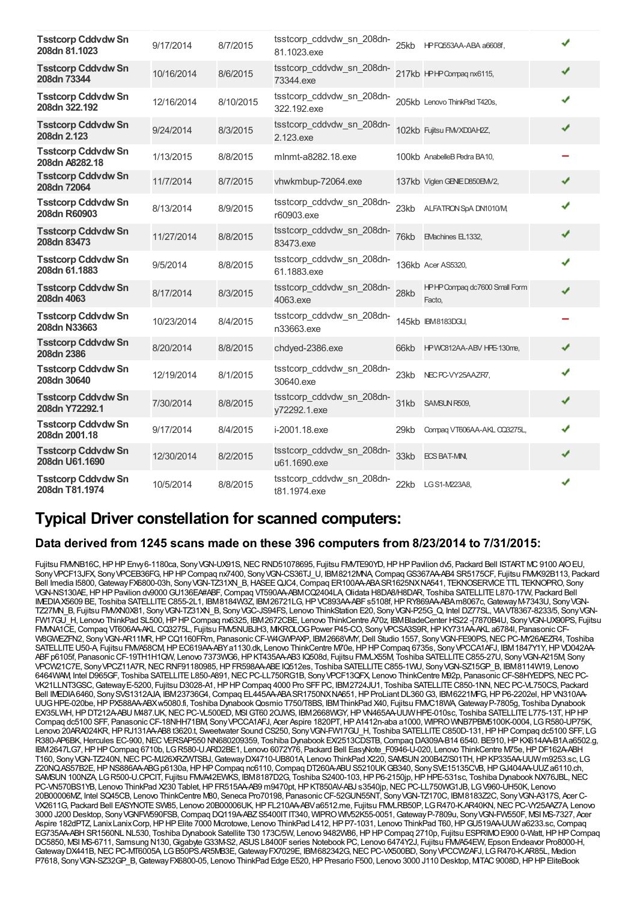| | | | | | | |
|---|---|---|---|---|---|---|
| **Tsstcorp Cddvdw Sn 208dn 81.1023** | 9/17/2014 | 8/7/2015 | tsstcorp_cddvdw_sn_208dn-81.1023.exe | 25kb | HP FQ553AA-ABA a6608f, | ✔ |
| **Tsstcorp Cddvdw Sn 208dn 73344** | 10/16/2014 | 8/6/2015 | tsstcorp_cddvdw_sn_208dn-73344.exe | 217kb | HP HP Compaq nx6115, | ✔ |
| **Tsstcorp Cddvdw Sn 208dn 322.192** | 12/16/2014 | 8/10/2015 | tsstcorp_cddvdw_sn_208dn-322.192.exe | 205kb | Lenovo ThinkPad T420s, | ✔ |
| **Tsstcorp Cddvdw Sn 208dn 2.123** | 9/24/2014 | 8/3/2015 | tsstcorp_cddvdw_sn_208dn-2.123.exe | 102kb | Fujitsu FMVXD0AH2Z, | ✔ |
| **Tsstcorp Cddvdw Sn 208dn A8282.18** | 1/13/2015 | 8/8/2015 | mlnmt-a8282.18.exe | 100kb | AnabelleB Pedra BA10, | − |
| **Tsstcorp Cddvdw Sn 208dn 72064** | 11/7/2014 | 8/7/2015 | vhwkmbup-72064.exe | 137kb | Viglen GENIE D850EMV2, | ✔ |
| **Tsstcorp Cddvdw Sn 208dn R60903** | 8/13/2014 | 8/9/2015 | tsstcorp_cddvdw_sn_208dn-r60903.exe | 23kb | ALFATRON SpA DN1010/M, | ✔ |
| **Tsstcorp Cddvdw Sn 208dn 83473** | 11/27/2014 | 8/8/2015 | tsstcorp_cddvdw_sn_208dn-83473.exe | 76kb | EMachines EL1332, | ✔ |
| **Tsstcorp Cddvdw Sn 208dn 61.1883** | 9/5/2014 | 8/8/2015 | tsstcorp_cddvdw_sn_208dn-61.1883.exe | 136kb | Acer AS5320, | ✔ |
| **Tsstcorp Cddvdw Sn 208dn 4063** | 8/17/2014 | 8/3/2015 | tsstcorp_cddvdw_sn_208dn-4063.exe | 28kb | HP HP Compaq dc7600 Small Form Facto, | ✔ |
| **Tsstcorp Cddvdw Sn 208dn N33663** | 10/23/2014 | 8/4/2015 | tsstcorp_cddvdw_sn_208dn-n33663.exe | 145kb | IBM8183DGU, | − |
| **Tsstcorp Cddvdw Sn 208dn 2386** | 8/20/2014 | 8/8/2015 | chdyed-2386.exe | 66kb | HP WC812AA-ABV HPE-130me, | ✔ |
| **Tsstcorp Cddvdw Sn 208dn 30640** | 12/19/2014 | 8/1/2015 | tsstcorp_cddvdw_sn_208dn-30640.exe | 23kb | NEC PC-VY25AAZR7, | ✔ |
| **Tsstcorp Cddvdw Sn 208dn Y72292.1** | 7/30/2014 | 8/8/2015 | tsstcorp_cddvdw_sn_208dn-y72292.1.exe | 31kb | SAMSUN R509, | ✔ |
| **Tsstcorp Cddvdw Sn 208dn 2001.18** | 9/17/2014 | 8/4/2015 | i-2001.18.exe | 29kb | Compaq VT606AA-AKL CQ3275L, | ✔ |
| **Tsstcorp Cddvdw Sn 208dn U61.1690** | 12/30/2014 | 8/2/2015 | tsstcorp_cddvdw_sn_208dn-u61.1690.exe | 33kb | ECS BAT-MINI, | ✔ |
| **Tsstcorp Cddvdw Sn 208dn T81.1974** | 10/5/2014 | 8/8/2015 | tsstcorp_cddvdw_sn_208dn-t81.1974.exe | 22kb | LG S1-M223A8, | ✔ |

# Typical Driver constellation for scanned computers:

## Data derived from 1245 scans made on these 396 computers from 8/23/2014 to 7/31/2015:

Fujitsu FMMB16C, HP HP Envy6-1180ca, Sony VGN-UX91S, NEC RND51078695, Fujitsu FMVTE90YD, HP HP Pavilion dv5, Packard Bell ISTART MC 9100 AIO EU, Sony VPCF13JFX, Sony VPCEB36FG, HP HP Compaq nx7400, Sony VGN-CS36TJ_U, IBM8212MNA, Compaq GS367AA-AB4 SR5175CF, Fujitsu FMMK92B113, Packard Bell Imedia I5800, Gateway FX6800-03h, Sony VGN-TZ31XN_B, HASEE QJC4, Compaq ER100AA-ABA SR1625NX NA541, TEKNOSERVICE TTL TEKNOPRO, Sony VGN-NS130AE, HP HP Pavilion dv9000 GU136EA#ABF, Compaq VT590AA-ABM CQ2404LA, Olidata H8DA8/H8DAR, Toshiba SATELLITE L870-17W, Packard Bell IMEDIA X5609 BE, Toshiba SATELLITE C855-2L1, IBM8184W3Z, IBM26721LG, HP VC893AA-ABF s5108f, HP RY869AA-ABA m8067c, Gateway M-7343U, Sony VGN-TZ27MN_B, Fujitsu FMVXN0X81, Sony VGN-TZ31XN_B, Sony VGC-JS94FS, Lenovo ThinkStation E20, Sony VGN-P25G_Q, Intel DZ77SL, VIA VT8367-8233/5, Sony VGN-FW17GU_H, Lenovo ThinkPad SL500, HP HP Compaq nx6325, IBM2672CBE, Lenovo ThinkCentre A70z, IBM BladeCenter HS22 -[7870B4U, Sony VGN-UX90PS, Fujitsu FMVNA1CE, Compaq VT606AA-AKL CQ3275L, Fujitsu FMV5NUBJH3, MIKROLOG Power P45-CO, Sony VPCSA3S9R, HP KY731AA-AKL a6784l, Panasonic CF-W8GWEZFN2, Sony VGN-AR11MR, HP CQ1160FRm, Panasonic CF-W4GWPAXP, IBM2668VMY, Dell Studio 1557, Sony VGN-FE90PS, NEC PC-MY26AEZR4, Toshiba SATELLITE U50-A, Fujitsu FMVA58CM, HP EC619AA-ABY a1130.dk, Lenovo ThinkCentre M70e, HP HP Compaq 6735s, Sony VPCCA1AFJ, IBM1847Y1Y, HP VD042AA-ABF p6105f, Panasonic CF-19TH1H1QW, Lenovo 7373WG6, HP KT435AA-AB3 IQ508d, Fujitsu FMMLX55M, Toshiba SATELLITE C855-27U, Sony VGN-A215M, Sony VPCW21C7E, Sony VPCZ11A7R, NEC RNF91180985, HP FR598AA-ABE IQ512es, Toshiba SATELLITE C855-1WU, Sony VGN-SZ15GP_B, IBM8114W19, Lenovo 6464WAM, Intel D965GF, Toshiba SATELLITE L850-A891, NEC PC-LL750RG1B, Sony VPCF13QFX, Lenovo ThinkCentre M92p, Panasonic CF-S8HYEDPS, NEC PC-VK21LLNT3GSC, Gateway E-5200, Fujitsu D3028-A1, HP HP Compaq 4000 Pro SFF PC, IBM2724JU1, Toshiba SATELLITE C850-1NN, NEC PC-VL750CS, Packard Bell IMEDIA 6460, Sony SVS1312AJA, IBM23736G4, Compaq EL445AA-ABA SR1750NX NA651, HP ProLiant DL360 G3, IBM6221MFG, HP P6-2202el, HP VN310AA-UUG HPE-020be, HP PX588AA-ABX w5080.fi, Toshiba Dynabook Qosmio T750/T8BS, IBM ThinkPad X40, Fujitsu FMVC18WA, Gateway P-7805g, Toshiba Dynabook EX/35LWH, HP DT212A-ABU M487.UK, NEC PC-VL500ED, MSI GT60 2OJWS, IBM2668WGY, HP VN465AA-UUW HPE-010sc, Toshiba SATELLITE L775-13T, HP HP Compaq dc5100 SFF, Panasonic CF-18NHH71BM, Sony VPCCA1AFJ, Acer Aspire 1820PT, HP A1412n-aba a1000, WIPRO WNB7PBM5100K-0004, LG R580-UP75K, Lenovo 20ARA024KR, HP RJ131AA-AB8 t3620.t, Sweetwater Sound CS250, Sony VGN-FW17GU_H, Toshiba SATELLITE C850D-131, HP HP Compaq dc5100 SFF, LG R380-AP6BK, Hercules EC-900, NEC VERSAP550 NN680209359, Toshiba Dynabook EX/2513CDSTB, Compaq DA309A-B14 6540. BE910, HP KX614AA-B1A a6502.g, IBM2647LG7, HP HP Compaq 6710b, LG R580-U.ARD2BE1, Lenovo 6072Y76, Packard Bell EasyNote_F0946-U-020, Lenovo ThinkCentre M75e, HP DF162A-ABH T160, Sony VGN-TZ240N, NEC PC-MJ26XRZWTSBJ, Gateway DX4710-UB801A, Lenovo ThinkPad X220, SAMSUN 200B4Z/S01TH, HP KP335AA-UUW m9253.sc, LG Z20NQ.AS57B2E, HP NS886AA-ABG p6130a, HP HP Compaq nc6110, Compaq DT260A-ABU S5210UK GB340, Sony SVE15135CVB, HP GJ404AA-UUZ a6110.ch, SAMSUN 100NZA, LG R500-U.CPCIT, Fujitsu FMVA42EWKS, IBM8187D2G, Toshiba S2400-103, HP P6-2150jp, HP HPE-531sc, Toshiba Dynabook NX/76JBL, NEC PC-VN570BS1YB, Lenovo ThinkPad X230 Tablet, HP FR515AA-AB9 m9470pt, HP KT850AV-ABJ s3540jp, NEC PC-LL750WG1JB, LG V960-UH50K, Lenovo 20B00006MZ, Intel SQ45CB, Lenovo ThinkCentre M80, Seneca Pro70198, Panasonic CF-52GUN55NT, Sony VGN-TZ170C, IBM8183Z2C, Sony VGN-A317S, Acer C-VX2611G, Packard Bell EASYNOTE SW85, Lenovo 20B00006UK, HP FL210AA-ABV a6512.me, Fujitsu FMMLRB50P, LG R470-K.AR40KN, NEC PC-VY25AAZ7A, Lenovo 3000 J200 Desktop, Sony VGNFW590FSB, Compaq DQ119A-ABZ S5400IT IT340, WIPRO WIV52K55-0051, Gateway P-7809u, Sony VGN-FW550F, MSI MS-7327, Acer Aspire 182dPTZ, Lanix Lanix Corp, HP HP Elite 7000 Microtowe, Lenovo ThinkPad L412, HP P7-1031, Lenovo ThinkPad T60, HP GU519AA-UUW a6233.sc, Compaq EG735AA-ABH SR1560NL NL530, Toshiba Dynabook Satellite T30 173C/5W, Lenovo 9482W86, HP HP Compaq 2710p, Fujitsu ESPRIMO E900 0-Watt, HP HP Compaq DC5850, MSI MS-6711, Samsung N130, Gigabyte G33M-S2, ASUS L8400F series Notebook PC, Lenovo 6474Y2J, Fujitsu FMVA54EW, Epson Endeavor Pro8000-H, Gateway DX441B, NEC PC-MT6005A, LG B50PS.AR5MB3E, Gateway FX7029E, IBM682342G, NEC PC-VX500BD, Sony VPCCW2AFJ, LG R470-K.AR85L, Medion P7618, Sony VGN-SZ32GP_B, Gateway FX6800-05, Lenovo ThinkPad Edge E520, HP Presario F500, Lenovo 3000 J110 Desktop, MTAC 9008D, HP HP EliteBook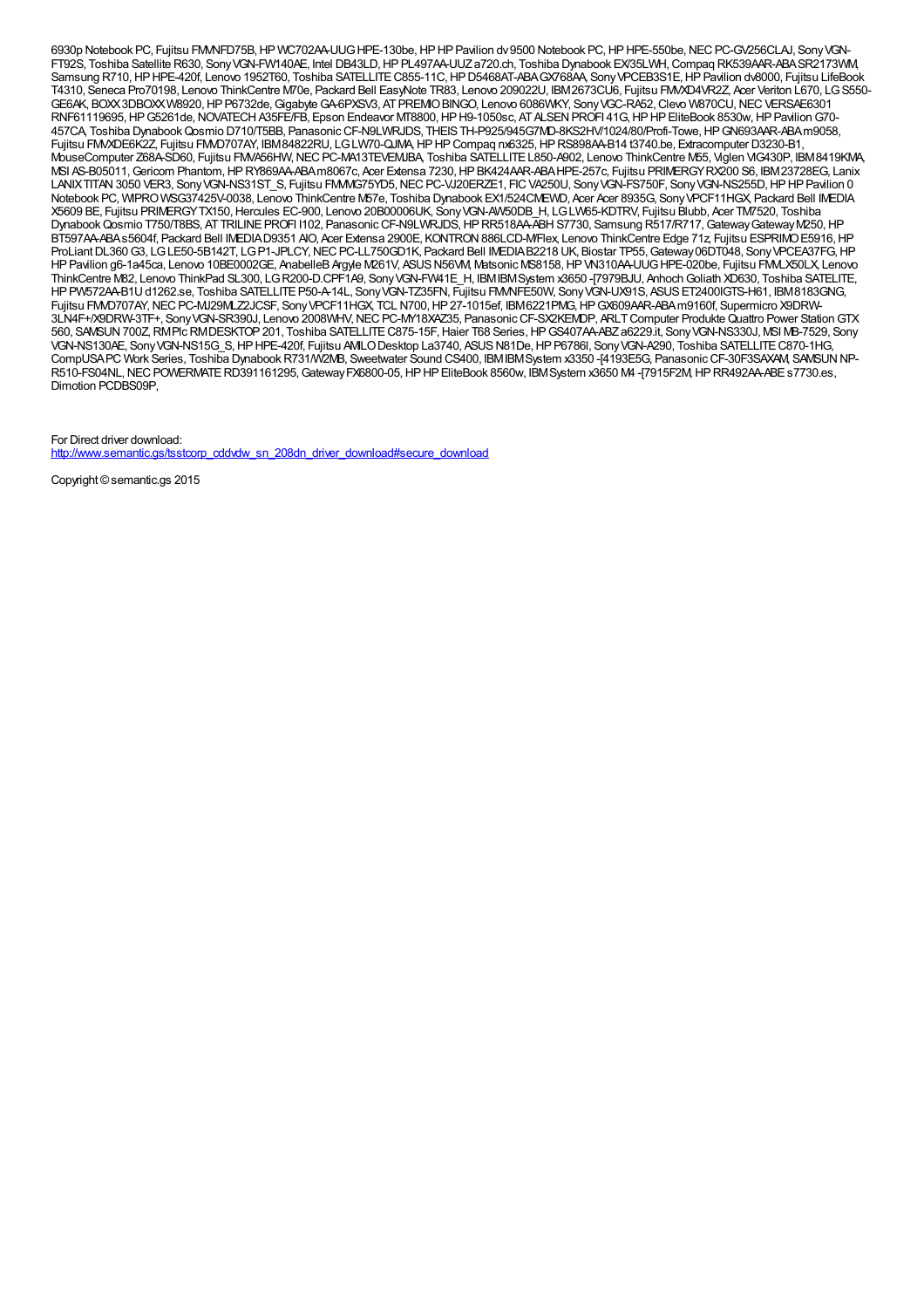6930p Notebook PC, Fujitsu FMVNFD75B, HP WC702AA-UUG HPE-130be, HP HP Pavilion dv9500 Notebook PC, HP HPE-550be, NEC PC-GV256CLAJ, Sony VGN-FT92S, Toshiba Satellite R630, Sony VGN-FW140AE, Intel DB43LD, HP PL497AA-UUZ a720.ch, Toshiba Dynabook EX/35LWH, Compaq RK539AAR-ABA SR2173WM, Samsung R710, HP HPE-420f, Lenovo 1952T60, Toshiba SATELLITE C855-11C, HP D5468AT-ABA GX768AA, Sony VPCEB3S1E, HP Pavilion dv8000, Fujitsu LifeBook T4310, Seneca Pro70198, Lenovo ThinkCentre M70e, Packard Bell EasyNote TR83, Lenovo 209022U, IBM 2673CU6, Fujitsu FMVXD4VR2Z, Acer Veriton L670, LG S550-GE6AK, BOXX 3DBOXX W8920, HP P6732de, Gigabyte GA-6PXSV3, AT PREMIO BINGO, Lenovo 6086WKY, Sony VGC-RA52, Clevo W870CU, NEC VERSAE6301 RNF61119695, HP G5261de, NOVATECH A35FE/FB, Epson Endeavor MT8800, HP H9-1050sc, AT ALSEN PROFI 41G, HP HP EliteBook 8530w, HP Pavilion G70-457CA, Toshiba Dynabook Qosmio D710/T5BB, Panasonic CF-N9LWRJDS, THEIS TH-P925/945G7MD-8KS2HV/1024/80/Profi-Towe, HP GN693AAR-ABA m9058, Fujitsu FMVXDE6K2Z, Fujitsu FMVD707AY, IBM 84822RU, LG LW70-QJMA, HP HP Compaq nx6325, HP RS898AA-B14 t3740.be, Extracomputer D3230-B1, MouseComputer Z68A-SD60, Fujitsu FMVA56HW, NEC PC-MA13TEVEMJBA, Toshiba SATELLITE L850-A902, Lenovo ThinkCentre M55, Viglen VIG430P, IBM 8419KMA, MSI AS-B05011, Gericom Phantom, HP RY869AA-ABA m8067c, Acer Extensa 7230, HP BK424AAR-ABA HPE-257c, Fujitsu PRIMERGY RX200 S6, IBM 23728EG, Lanix LANIX TITAN 3050 VER3, Sony VGN-NS31ST_S, Fujitsu FMVMG75YD5, NEC PC-VJ20ERZE1, FIC VA250U, Sony VGN-FS750F, Sony VGN-NS255D, HP HP Pavilion 0 Notebook PC, WIPRO WSG37425V-0038, Lenovo ThinkCentre M57e, Toshiba Dynabook EX1/524CMEWD, Acer Acer 8935G, Sony VPCF11HGX, Packard Bell IMEDIA X5609 BE, Fujitsu PRIMERGY TX150, Hercules EC-900, Lenovo 20B00006UK, Sony VGN-AW50DB_H, LG LW65-KDTRV, Fujitsu Blubb, Acer TM7520, Toshiba Dynabook Qosmio T750/T8BS, AT TRILINE PROFI I102, Panasonic CF-N9LWRJDS, HP RR518AA-ABH S7730, Samsung R517/R717, Gateway Gateway M250, HP BT597AA-ABA s5604f, Packard Bell IMEDIA D9351 AIO, Acer Extensa 2900E, KONTRON 886LCD-M/Flex, Lenovo ThinkCentre Edge 71z, Fujitsu ESPRIMO E5916, HP ProLiant DL360 G3, LG LE50-5B142T, LG P1-JPLCY, NEC PC-LL750GD1K, Packard Bell IMEDIA B2218 UK, Biostar TP55, Gateway 06DT048, Sony VPCEA37FG, HP HP Pavilion g6-1a45ca, Lenovo 10BE0002GE, AnabelleB Argyle M261V, ASUS N56VM, Matsonic MS8158, HP VN310AA-UUG HPE-020be, Fujitsu FMVLX50LX, Lenovo ThinkCentre M82, Lenovo ThinkPad SL300, LG R200-D.CPF1A9, Sony VGN-FW41E_H, IBM IBM System x3650 -[7979BJU, Anhoch Goliath XD630, Toshiba SATELITE, HP PW572AA-B1U d1262.se, Toshiba SATELLITE P50-A-14L, Sony VGN-TZ35FN, Fujitsu FMVNFE50W, Sony VGN-UX91S, ASUS ET2400IGTS-H61, IBM 8183GNG, Fujitsu FMVD707AY, NEC PC-MJ29MLZ2JCSF, Sony VPCF11HGX, TCL N700, HP 27-1015ef, IBM 6221PMG, HP GX609AAR-ABA m9160f, Supermicro X9DRW-3LN4F+/X9DRW-3TF+, Sony VGN-SR390J, Lenovo 2008WHV, NEC PC-MY18XAZ35, Panasonic CF-SX2KEMDP, ARLT Computer Produkte Quattro Power Station GTX 560, SAMSUN 700Z, RM Plc RM DESKTOP 201, Toshiba SATELLITE C875-15F, Haier T68 Series, HP GS407AA-ABZ a6229.it, Sony VGN-NS330J, MSI MB-7529, Sony VGN-NS130AE, Sony VGN-NS15G_S, HP HPE-420f, Fujitsu AMILO Desktop La3740, ASUS N81De, HP P6786l, Sony VGN-A290, Toshiba SATELLITE C870-1HG, CompUSA PC Work Series, Toshiba Dynabook R731/W2MB, Sweetwater Sound CS400, IBM IBM System x3350 -[4193E5G, Panasonic CF-30F3SAXAM, SAMSUN NP-R510-FS04NL, NEC POWERMATE RD391161295, Gateway FX6800-05, HP HP EliteBook 8560w, IBM System x3650 M4 -[7915F2M, HP RR492AA-ABE s7730.es, Dimotion PCDBS09P,

For Direct driver download:
http://www.semantic.gs/tsstcorp_cddvdw_sn_208dn_driver_download#secure_download

Copyright © semantic.gs 2015